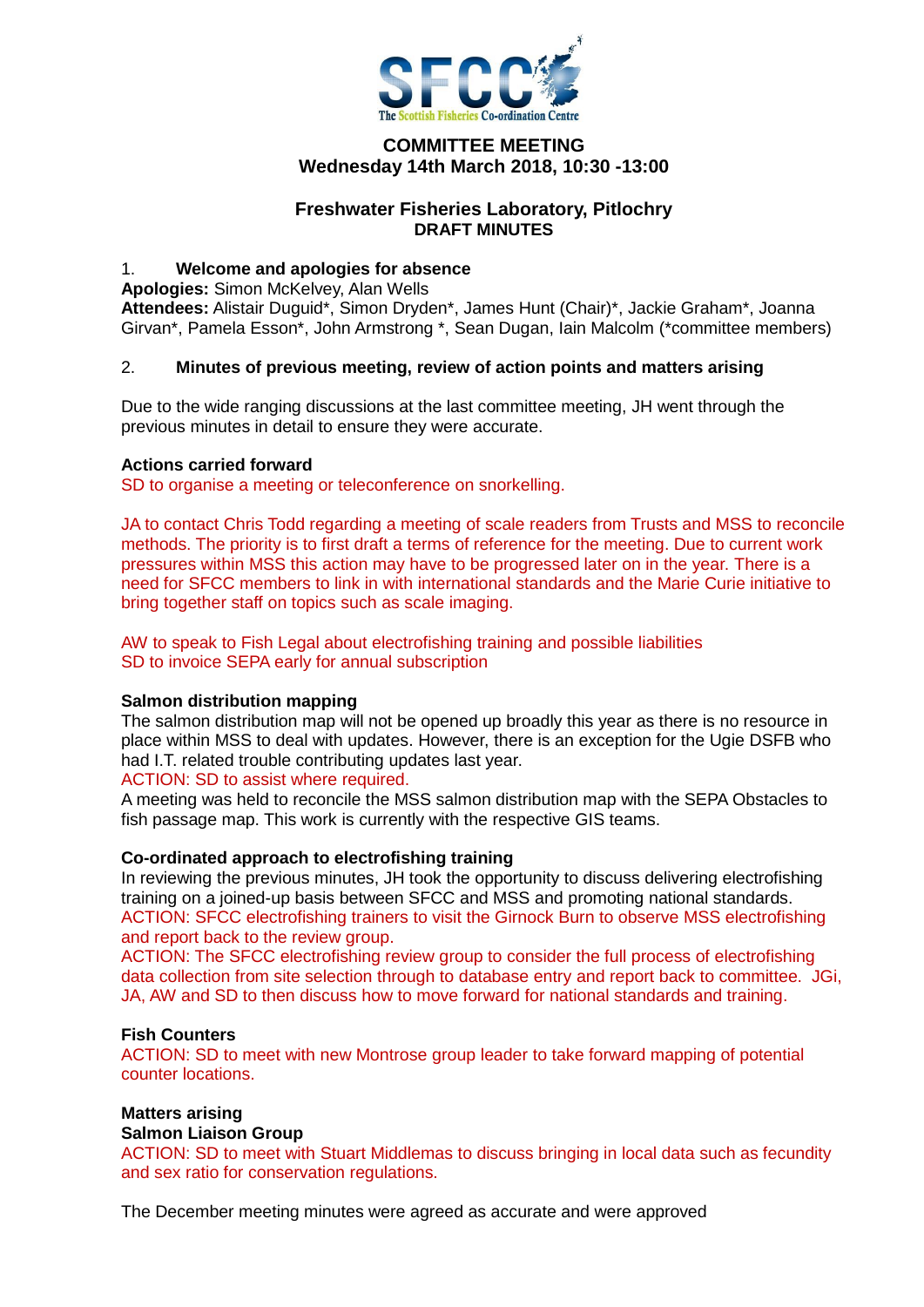# COMMITTEE MEETING

## Wednesday 14th March 2018, 10:30 -13:00

## Freshwater Fisheries Laboratory, Pitlochry

**DRAFT MINUTES**

1. **Welcome and apologies for absence**

**Apologies:** Simon McKelvey, Alan Wells
**Attendees:** Alistair Duguid*, Simon Dryden*, James Hunt (Chair)*, Jackie Graham*, Joanna Girvan*, Pamela Esson*, John Armstrong *, Sean Dugan, Iain Malcolm (*committee members)

2. **Minutes of previous meeting, review of action points and matters arising**

Due to the wide ranging discussions at the last committee meeting, JH went through the previous minutes in detail to ensure they were accurate.

**Actions carried forward**

SD to organise a meeting or teleconference on snorkelling.

JA to contact Chris Todd regarding a meeting of scale readers from Trusts and MSS to reconcile methods. The priority is to first draft a terms of reference for the meeting. Due to current work pressures within MSS this action may have to be progressed later on in the year. There is a need for SFCC members to link in with international standards and the Marie Curie initiative to bring together staff on topics such as scale imaging.

AW to speak to Fish Legal about electrofishing training and possible liabilities
SD to invoice SEPA early for annual subscription

**Salmon distribution mapping**

The salmon distribution map will not be opened up broadly this year as there is no resource in place within MSS to deal with updates. However, there is an exception for the Ugie DSFB who had I.T. related trouble contributing updates last year.
ACTION: SD to assist where required.
A meeting was held to reconcile the MSS salmon distribution map with the SEPA Obstacles to fish passage map. This work is currently with the respective GIS teams.

**Co-ordinated approach to electrofishing training**

In reviewing the previous minutes, JH took the opportunity to discuss delivering electrofishing training on a joined-up basis between SFCC and MSS and promoting national standards.
ACTION: SFCC electrofishing trainers to visit the Girnock Burn to observe MSS electrofishing and report back to the review group.
ACTION: The SFCC electrofishing review group to consider the full process of electrofishing data collection from site selection through to database entry and report back to committee. JGi, JA, AW and SD to then discuss how to move forward for national standards and training.

**Fish Counters**

ACTION: SD to meet with new Montrose group leader to take forward mapping of potential counter locations.

**Matters arising**

**Salmon Liaison Group**

ACTION: SD to meet with Stuart Middlemas to discuss bringing in local data such as fecundity and sex ratio for conservation regulations.

The December meeting minutes were agreed as accurate and were approved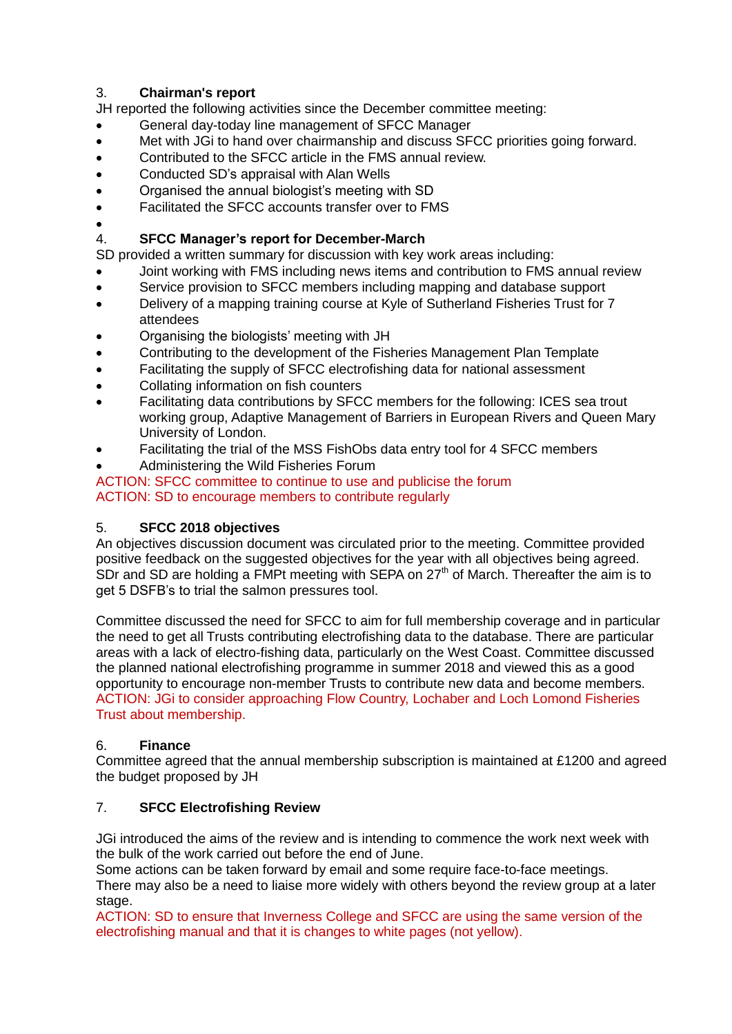3. **Chairman's report**

JH reported the following activities since the December committee meeting:

- General day-today line management of SFCC Manager
- Met with JGi to hand over chairmanship and discuss SFCC priorities going forward.
- Contributed to the SFCC article in the FMS annual review.
- Conducted SD's appraisal with Alan Wells
- Organised the annual biologist's meeting with SD
- Facilitated the SFCC accounts transfer over to FMS
- 

4. **SFCC Manager's report for December-March**

SD provided a written summary for discussion with key work areas including:

- Joint working with FMS including news items and contribution to FMS annual review
- Service provision to SFCC members including mapping and database support
- Delivery of a mapping training course at Kyle of Sutherland Fisheries Trust for 7 attendees
- Organising the biologists' meeting with JH
- Contributing to the development of the Fisheries Management Plan Template
- Facilitating the supply of SFCC electrofishing data for national assessment
- Collating information on fish counters
- Facilitating data contributions by SFCC members for the following: ICES sea trout working group, Adaptive Management of Barriers in European Rivers and Queen Mary University of London.
- Facilitating the trial of the MSS FishObs data entry tool for 4 SFCC members
- Administering the Wild Fisheries Forum

ACTION: SFCC committee to continue to use and publicise the forum
ACTION: SD to encourage members to contribute regularly

5. **SFCC 2018 objectives**

An objectives discussion document was circulated prior to the meeting. Committee provided positive feedback on the suggested objectives for the year with all objectives being agreed. SDr and SD are holding a FMPt meeting with SEPA on 27th of March. Thereafter the aim is to get 5 DSFB's to trial the salmon pressures tool.

Committee discussed the need for SFCC to aim for full membership coverage and in particular the need to get all Trusts contributing electrofishing data to the database. There are particular areas with a lack of electro-fishing data, particularly on the West Coast. Committee discussed the planned national electrofishing programme in summer 2018 and viewed this as a good opportunity to encourage non-member Trusts to contribute new data and become members.
ACTION: JGi to consider approaching Flow Country, Lochaber and Loch Lomond Fisheries Trust about membership.

6. **Finance**

Committee agreed that the annual membership subscription is maintained at £1200 and agreed the budget proposed by JH

7. **SFCC Electrofishing Review**

JGi introduced the aims of the review and is intending to commence the work next week with the bulk of the work carried out before the end of June.
Some actions can be taken forward by email and some require face-to-face meetings.
There may also be a need to liaise more widely with others beyond the review group at a later stage.
ACTION: SD to ensure that Inverness College and SFCC are using the same version of the electrofishing manual and that it is changes to white pages (not yellow).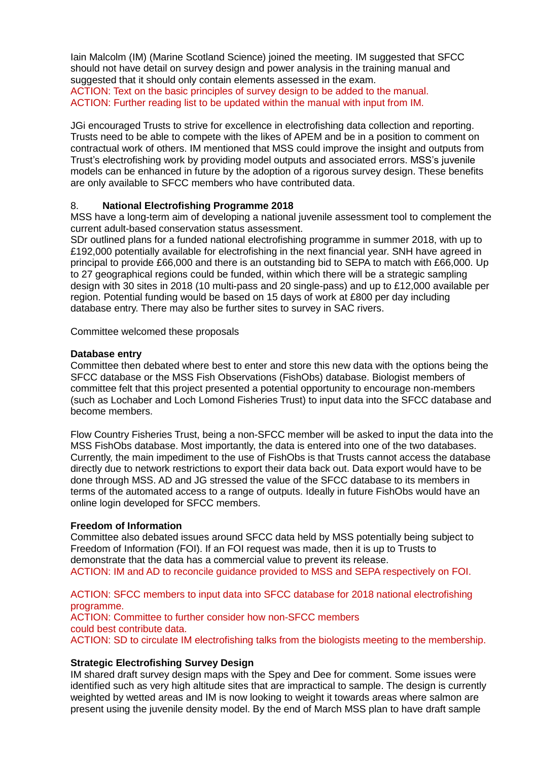Iain Malcolm (IM) (Marine Scotland Science) joined the meeting. IM suggested that SFCC should not have detail on survey design and power analysis in the training manual and suggested that it should only contain elements assessed in the exam.

ACTION: Text on the basic principles of survey design to be added to the manual.

ACTION: Further reading list to be updated within the manual with input from IM.

JGi encouraged Trusts to strive for excellence in electrofishing data collection and reporting. Trusts need to be able to compete with the likes of APEM and be in a position to comment on contractual work of others. IM mentioned that MSS could improve the insight and outputs from Trust's electrofishing work by providing model outputs and associated errors. MSS's juvenile models can be enhanced in future by the adoption of a rigorous survey design. These benefits are only available to SFCC members who have contributed data.

## 8. National Electrofishing Programme 2018

MSS have a long-term aim of developing a national juvenile assessment tool to complement the current adult-based conservation status assessment.

SDr outlined plans for a funded national electrofishing programme in summer 2018, with up to £192,000 potentially available for electrofishing in the next financial year. SNH have agreed in principal to provide £66,000 and there is an outstanding bid to SEPA to match with £66,000. Up to 27 geographical regions could be funded, within which there will be a strategic sampling design with 30 sites in 2018 (10 multi-pass and 20 single-pass) and up to £12,000 available per region. Potential funding would be based on 15 days of work at £800 per day including database entry. There may also be further sites to survey in SAC rivers.

Committee welcomed these proposals

**Database entry**

Committee then debated where best to enter and store this new data with the options being the SFCC database or the MSS Fish Observations (FishObs) database. Biologist members of committee felt that this project presented a potential opportunity to encourage non-members (such as Lochaber and Loch Lomond Fisheries Trust) to input data into the SFCC database and become members.

Flow Country Fisheries Trust, being a non-SFCC member will be asked to input the data into the MSS FishObs database. Most importantly, the data is entered into one of the two databases. Currently, the main impediment to the use of FishObs is that Trusts cannot access the database directly due to network restrictions to export their data back out. Data export would have to be done through MSS. AD and JG stressed the value of the SFCC database to its members in terms of the automated access to a range of outputs. Ideally in future FishObs would have an online login developed for SFCC members.

**Freedom of Information**

Committee also debated issues around SFCC data held by MSS potentially being subject to Freedom of Information (FOI). If an FOI request was made, then it is up to Trusts to demonstrate that the data has a commercial value to prevent its release.

ACTION: IM and AD to reconcile guidance provided to MSS and SEPA respectively on FOI.

ACTION: SFCC members to input data into SFCC database for 2018 national electrofishing programme.

ACTION: Committee to further consider how non-SFCC members could best contribute data.

ACTION: SD to circulate IM electrofishing talks from the biologists meeting to the membership.

**Strategic Electrofishing Survey Design**

IM shared draft survey design maps with the Spey and Dee for comment. Some issues were identified such as very high altitude sites that are impractical to sample. The design is currently weighted by wetted areas and IM is now looking to weight it towards areas where salmon are present using the juvenile density model. By the end of March MSS plan to have draft sample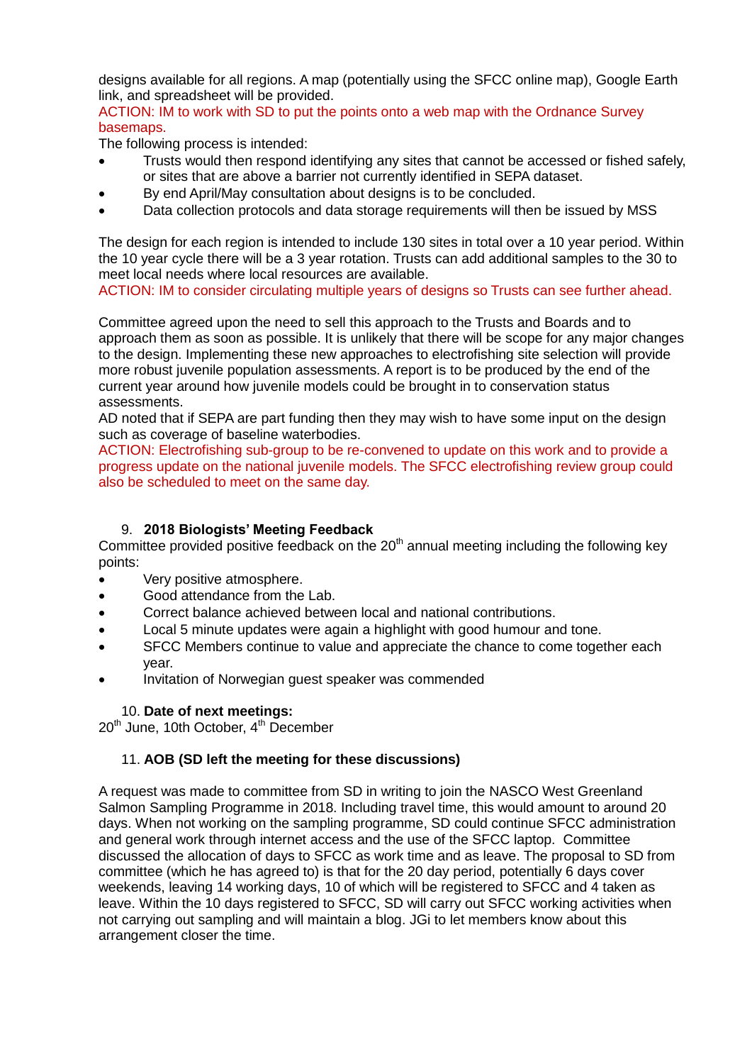designs available for all regions. A map (potentially using the SFCC online map), Google Earth link, and spreadsheet will be provided.

ACTION: IM to work with SD to put the points onto a web map with the Ordnance Survey basemaps.

The following process is intended:

- Trusts would then respond identifying any sites that cannot be accessed or fished safely, or sites that are above a barrier not currently identified in SEPA dataset.
- By end April/May consultation about designs is to be concluded.
- Data collection protocols and data storage requirements will then be issued by MSS

The design for each region is intended to include 130 sites in total over a 10 year period. Within the 10 year cycle there will be a 3 year rotation. Trusts can add additional samples to the 30 to meet local needs where local resources are available.

ACTION: IM to consider circulating multiple years of designs so Trusts can see further ahead.

Committee agreed upon the need to sell this approach to the Trusts and Boards and to approach them as soon as possible. It is unlikely that there will be scope for any major changes to the design. Implementing these new approaches to electrofishing site selection will provide more robust juvenile population assessments. A report is to be produced by the end of the current year around how juvenile models could be brought in to conservation status assessments.

AD noted that if SEPA are part funding then they may wish to have some input on the design such as coverage of baseline waterbodies.

ACTION: Electrofishing sub-group to be re-convened to update on this work and to provide a progress update on the national juvenile models. The SFCC electrofishing review group could also be scheduled to meet on the same day.

## 9. 2018 Biologists' Meeting Feedback

Committee provided positive feedback on the 20th annual meeting including the following key points:

- Very positive atmosphere.
- Good attendance from the Lab.
- Correct balance achieved between local and national contributions.
- Local 5 minute updates were again a highlight with good humour and tone.
- SFCC Members continue to value and appreciate the chance to come together each year.
- Invitation of Norwegian guest speaker was commended

## 10. Date of next meetings:

20th June, 10th October, 4th December

## 11. AOB (SD left the meeting for these discussions)

A request was made to committee from SD in writing to join the NASCO West Greenland Salmon Sampling Programme in 2018. Including travel time, this would amount to around 20 days. When not working on the sampling programme, SD could continue SFCC administration and general work through internet access and the use of the SFCC laptop. Committee discussed the allocation of days to SFCC as work time and as leave. The proposal to SD from committee (which he has agreed to) is that for the 20 day period, potentially 6 days cover weekends, leaving 14 working days, 10 of which will be registered to SFCC and 4 taken as leave. Within the 10 days registered to SFCC, SD will carry out SFCC working activities when not carrying out sampling and will maintain a blog. JGi to let members know about this arrangement closer the time.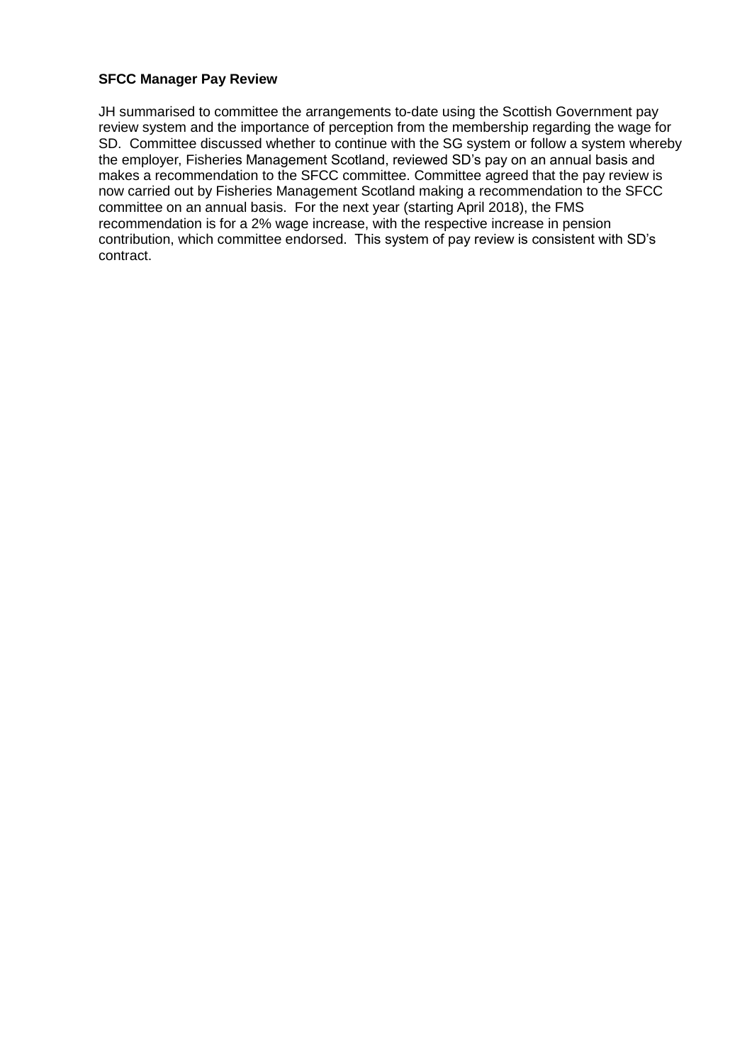**SFCC Manager Pay Review**

JH summarised to committee the arrangements to-date using the Scottish Government pay review system and the importance of perception from the membership regarding the wage for SD. Committee discussed whether to continue with the SG system or follow a system whereby the employer, Fisheries Management Scotland, reviewed SD's pay on an annual basis and makes a recommendation to the SFCC committee. Committee agreed that the pay review is now carried out by Fisheries Management Scotland making a recommendation to the SFCC committee on an annual basis. For the next year (starting April 2018), the FMS recommendation is for a 2% wage increase, with the respective increase in pension contribution, which committee endorsed. This system of pay review is consistent with SD's contract.